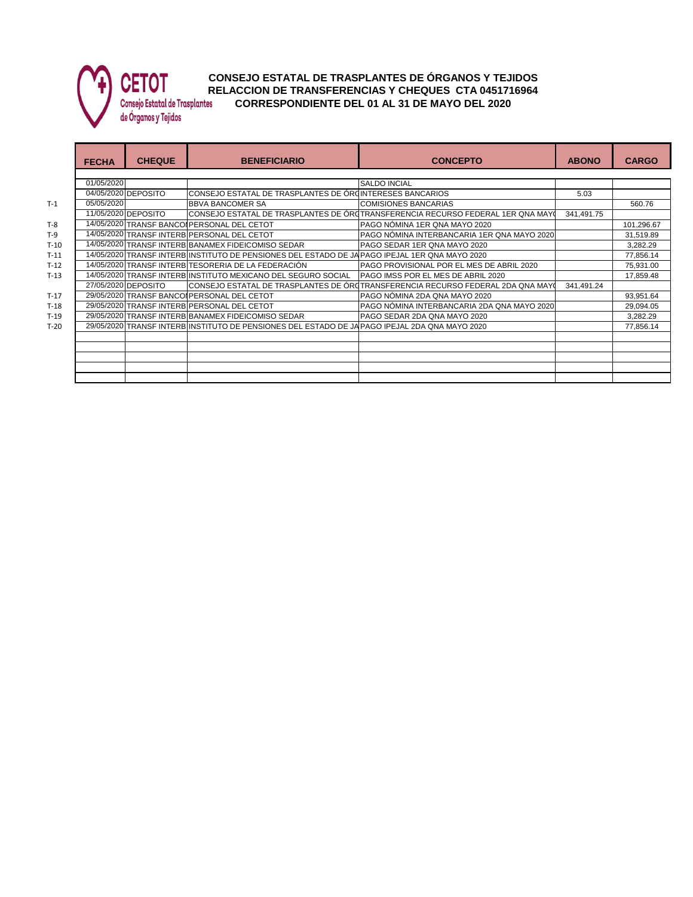CETOT
Consejo Estatal de Trasplantes de Órganos y Tejidos

# CONSEJO ESTATAL DE TRASPLANTES DE ÓRGANOS Y TEJIDOS
## RELACCION DE TRANSFERENCIAS Y CHEQUES CTA 0451716964
## CORRESPONDIENTE DEL 01 AL 31 DE MAYO DEL 2020

| | FECHA | CHEQUE | BENEFICIARIO | CONCEPTO | ABONO | CARGO |
|---|---|---|---|---|---|---|
| | 01/05/2020 | | | SALDO INCIAL | | |
| | 04/05/2020 | DEPOSITO | CONSEJO ESTATAL DE TRASPLANTES DE ÓRG | INTERESES BANCARIOS | 5.03 | |
| T-1 | 05/05/2020 | | BBVA BANCOMER SA | COMISIONES BANCARIAS | | 560.76 |
| | 11/05/2020 | DEPOSITO | CONSEJO ESTATAL DE TRASPLANTES DE ÓRG | TRANSFERENCIA RECURSO FEDERAL 1ER QNA MAYO | 341,491.75 | |
| T-8 | 14/05/2020 | TRANSF BANCOM | PERSONAL DEL CETOT | PAGO NÓMINA 1ER QNA MAYO 2020 | | 101,296.67 |
| T-9 | 14/05/2020 | TRANSF INTERB | PERSONAL DEL CETOT | PAGO NÓMINA INTERBANCARIA 1ER QNA MAYO 2020 | | 31,519.89 |
| T-10 | 14/05/2020 | TRANSF INTERB | BANAMEX FIDEICOMISO SEDAR | PAGO SEDAR 1ER QNA MAYO 2020 | | 3,282.29 |
| T-11 | 14/05/2020 | TRANSF INTERB | INSTITUTO DE PENSIONES DEL ESTADO DE JA | PAGO IPEJAL 1ER QNA MAYO 2020 | | 77,856.14 |
| T-12 | 14/05/2020 | TRANSF INTERB | TESORERIA DE LA FEDERACIÓN | PAGO PROVISIONAL POR EL MES DE ABRIL 2020 | | 75,931.00 |
| T-13 | 14/05/2020 | TRANSF INTERB | INSTITUTO MEXICANO DEL SEGURO SOCIAL | PAGO IMSS POR EL MES DE ABRIL 2020 | | 17,859.48 |
| | 27/05/2020 | DEPOSITO | CONSEJO ESTATAL DE TRASPLANTES DE ÓRG | TRANSFERENCIA RECURSO FEDERAL 2DA QNA MAYO | 341,491.24 | |
| T-17 | 29/05/2020 | TRANSF BANCOM | PERSONAL DEL CETOT | PAGO NÓMINA 2DA QNA MAYO 2020 | | 93,951.64 |
| T-18 | 29/05/2020 | TRANSF INTERB | PERSONAL DEL CETOT | PAGO NÓMINA INTERBANCARIA 2DA QNA MAYO 2020 | | 29,094.05 |
| T-19 | 29/05/2020 | TRANSF INTERB | BANAMEX FIDEICOMISO SEDAR | PAGO SEDAR 2DA QNA MAYO 2020 | | 3,282.29 |
| T-20 | 29/05/2020 | TRANSF INTERB | INSTITUTO DE PENSIONES DEL ESTADO DE JA | PAGO IPEJAL 2DA QNA MAYO 2020 | | 77,856.14 |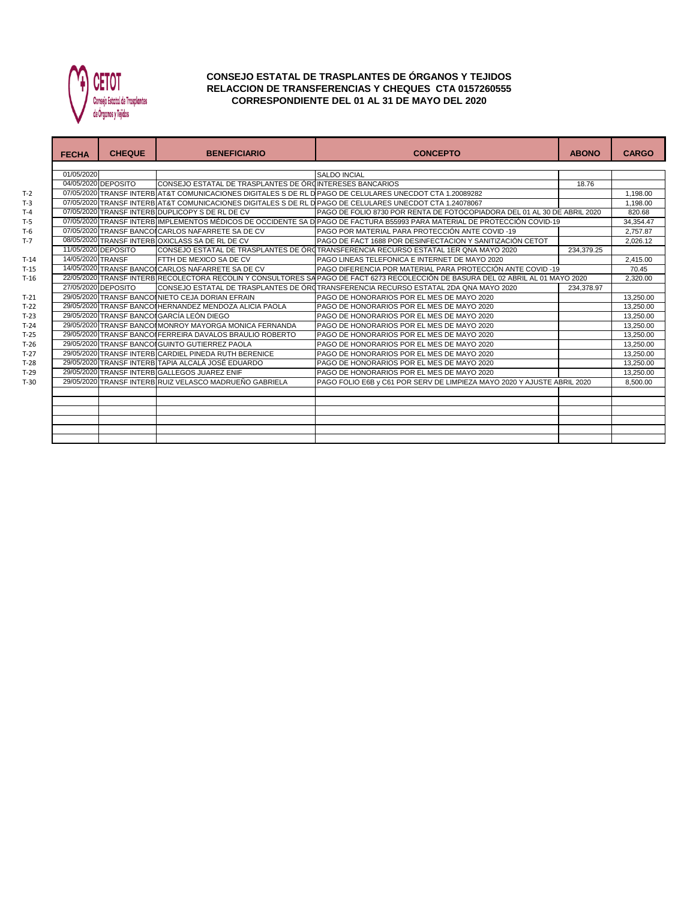CETOT
Consejo Estatal de Trasplantes de Órganos y Tejidos

# CONSEJO ESTATAL DE TRASPLANTES DE ÓRGANOS Y TEJIDOS
## RELACCION DE TRANSFERENCIAS Y CHEQUES CTA 0157260555
## CORRESPONDIENTE DEL 01 AL 31 DE MAYO DEL 2020

| | FECHA | CHEQUE | BENEFICIARIO | CONCEPTO | ABONO | CARGO |
|---|---|---|---|---|---|---|
| | 01/05/2020 | | | SALDO INCIAL | | |
| | 04/05/2020 | DEPOSITO | CONSEJO ESTATAL DE TRASPLANTES DE ÓRG | INTERESES BANCARIOS | 18.76 | |
| T-2 | 07/05/2020 | TRANSF INTERB | AT&T COMUNICACIONES DIGITALES S DE RL D | PAGO DE CELULARES UNECDOT CTA 1.20089282 | | 1,198.00 |
| T-3 | 07/05/2020 | TRANSF INTERB | AT&T COMUNICACIONES DIGITALES S DE RL D | PAGO DE CELULARES UNECDOT CTA 1.24078067 | | 1,198.00 |
| T-4 | 07/05/2020 | TRANSF INTERB | DUPLICOPY S DE RL DE CV | PAGO DE FOLIO 8730 POR RENTA DE FOTOCOPIADORA DEL 01 AL 30 DE ABRIL 2020 | | 820.68 |
| T-5 | 07/05/2020 | TRANSF INTERB | IMPLEMENTOS MÉDICOS DE OCCIDENTE SA D | PAGO DE FACTURA B55993 PARA MATERIAL DE PROTECCIÓN COVID-19 | | 34,354.47 |
| T-6 | 07/05/2020 | TRANSF BANCO | CARLOS NAFARRETE SA DE CV | PAGO POR MATERIAL PARA PROTECCIÓN ANTE COVID -19 | | 2,757.87 |
| T-7 | 08/05/2020 | TRANSF INTERB | OXICLASS SA DE RL DE CV | PAGO DE FACT 1688 POR DESINFECTACION Y SANITIZACIÓN CETOT | | 2,026.12 |
| | 11/05/2020 | DEPOSITO | CONSEJO ESTATAL DE TRASPLANTES DE ÓRG | TRANSFERENCIA RECURSO ESTATAL 1ER QNA MAYO 2020 | 234,379.25 | |
| T-14 | 14/05/2020 | TRANSF | FTTH DE MEXICO SA DE CV | PAGO LINEAS TELEFONICA E INTERNET DE MAYO 2020 | | 2,415.00 |
| T-15 | 14/05/2020 | TRANSF BANCO | CARLOS NAFARRETE SA DE CV | PAGO DIFERENCIA POR MATERIAL PARA PROTECCIÓN ANTE COVID -19 | | 70.45 |
| T-16 | 22/05/2020 | TRANSF INTERB | RECOLECTORA RECOLIN Y CONSULTORES SA | PAGO DE FACT 6273 RECOLECCIÓN DE BASURA DEL 02 ABRIL AL 01 MAYO 2020 | | 2,320.00 |
| | 27/05/2020 | DEPOSITO | CONSEJO ESTATAL DE TRASPLANTES DE ÓRG | TRANSFERENCIA RECURSO ESTATAL 2DA QNA MAYO 2020 | 234,378.97 | |
| T-21 | 29/05/2020 | TRANSF BANCO | NIETO CEJA DORIAN EFRAIN | PAGO DE HONORARIOS POR EL MES DE MAYO 2020 | | 13,250.00 |
| T-22 | 29/05/2020 | TRANSF BANCO | HERNANDEZ MENDOZA ALICIA PAOLA | PAGO DE HONORARIOS POR EL MES DE MAYO 2020 | | 13,250.00 |
| T-23 | 29/05/2020 | TRANSF BANCO | GARCÍA LEÓN DIEGO | PAGO DE HONORARIOS POR EL MES DE MAYO 2020 | | 13,250.00 |
| T-24 | 29/05/2020 | TRANSF BANCO | MONROY MAYORGA MONICA FERNANDA | PAGO DE HONORARIOS POR EL MES DE MAYO 2020 | | 13,250.00 |
| T-25 | 29/05/2020 | TRANSF BANCO | FERREIRA DAVALOS BRAULIO ROBERTO | PAGO DE HONORARIOS POR EL MES DE MAYO 2020 | | 13,250.00 |
| T-26 | 29/05/2020 | TRANSF BANCO | GUINTO GUTIERREZ PAOLA | PAGO DE HONORARIOS POR EL MES DE MAYO 2020 | | 13,250.00 |
| T-27 | 29/05/2020 | TRANSF INTERB | CARDIEL PINEDA RUTH BERENICE | PAGO DE HONORARIOS POR EL MES DE MAYO 2020 | | 13,250.00 |
| T-28 | 29/05/2020 | TRANSF INTERB | TAPIA ALCALÁ JOSÉ EDUARDO | PAGO DE HONORARIOS POR EL MES DE MAYO 2020 | | 13,250.00 |
| T-29 | 29/05/2020 | TRANSF INTERB | GALLEGOS JUAREZ ENIF | PAGO DE HONORARIOS POR EL MES DE MAYO 2020 | | 13,250.00 |
| T-30 | 29/05/2020 | TRANSF INTERB | RUIZ VELASCO MADRUEÑO GABRIELA | PAGO FOLIO E6B y C61 POR SERV DE LIMPIEZA MAYO 2020 Y AJUSTE ABRIL 2020 | | 8,500.00 |